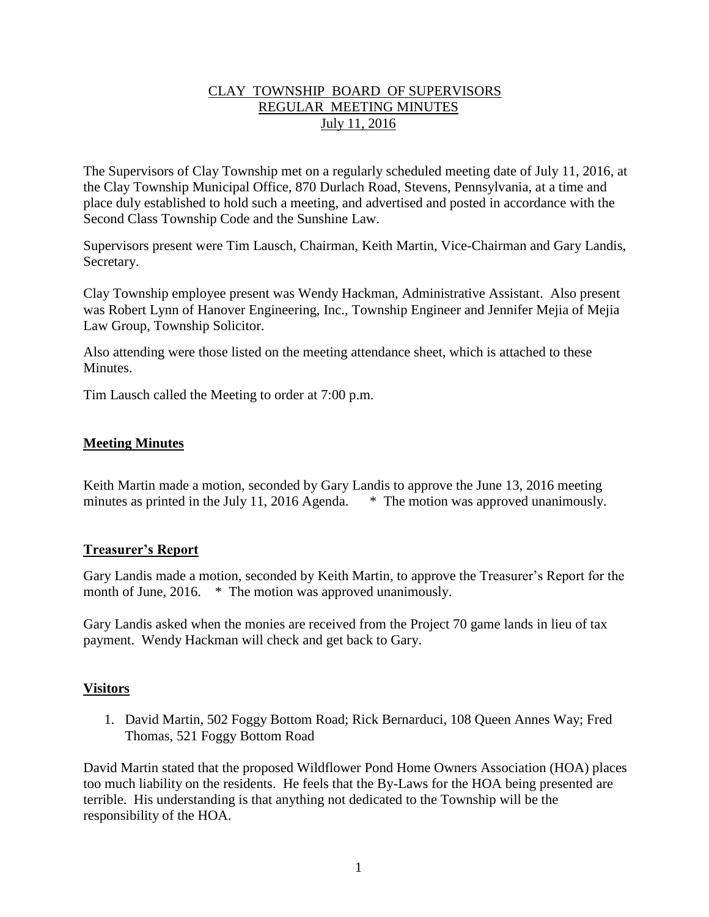# CLAY TOWNSHIP BOARD OF SUPERVISORS
## REGULAR MEETING MINUTES
### July 11, 2016

The Supervisors of Clay Township met on a regularly scheduled meeting date of July 11, 2016, at the Clay Township Municipal Office, 870 Durlach Road, Stevens, Pennsylvania, at a time and place duly established to hold such a meeting, and advertised and posted in accordance with the Second Class Township Code and the Sunshine Law.

Supervisors present were Tim Lausch, Chairman, Keith Martin, Vice-Chairman and Gary Landis, Secretary.

Clay Township employee present was Wendy Hackman, Administrative Assistant. Also present was Robert Lynn of Hanover Engineering, Inc., Township Engineer and Jennifer Mejia of Mejia Law Group, Township Solicitor.

Also attending were those listed on the meeting attendance sheet, which is attached to these Minutes.

Tim Lausch called the Meeting to order at 7:00 p.m.

## Meeting Minutes

Keith Martin made a motion, seconded by Gary Landis to approve the June 13, 2016 meeting minutes as printed in the July 11, 2016 Agenda. * The motion was approved unanimously.

## Treasurer's Report

Gary Landis made a motion, seconded by Keith Martin, to approve the Treasurer's Report for the month of June, 2016. * The motion was approved unanimously.

Gary Landis asked when the monies are received from the Project 70 game lands in lieu of tax payment. Wendy Hackman will check and get back to Gary.

## Visitors

1. David Martin, 502 Foggy Bottom Road; Rick Bernarduci, 108 Queen Annes Way; Fred Thomas, 521 Foggy Bottom Road

David Martin stated that the proposed Wildflower Pond Home Owners Association (HOA) places too much liability on the residents. He feels that the By-Laws for the HOA being presented are terrible. His understanding is that anything not dedicated to the Township will be the responsibility of the HOA.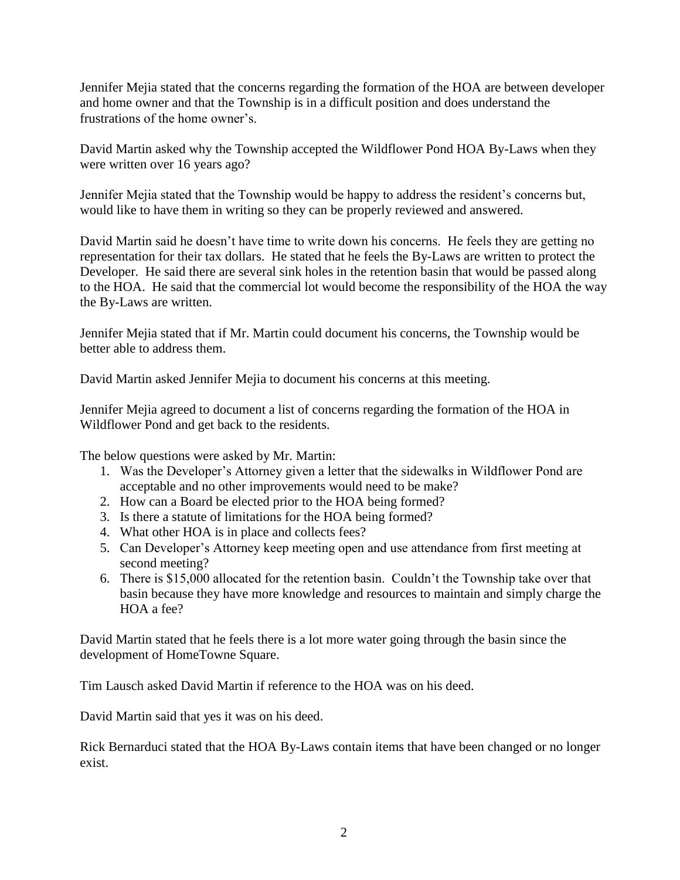Jennifer Mejia stated that the concerns regarding the formation of the HOA are between developer and home owner and that the Township is in a difficult position and does understand the frustrations of the home owner's.

David Martin asked why the Township accepted the Wildflower Pond HOA By-Laws when they were written over 16 years ago?

Jennifer Mejia stated that the Township would be happy to address the resident's concerns but, would like to have them in writing so they can be properly reviewed and answered.

David Martin said he doesn't have time to write down his concerns. He feels they are getting no representation for their tax dollars. He stated that he feels the By-Laws are written to protect the Developer. He said there are several sink holes in the retention basin that would be passed along to the HOA. He said that the commercial lot would become the responsibility of the HOA the way the By-Laws are written.

Jennifer Mejia stated that if Mr. Martin could document his concerns, the Township would be better able to address them.

David Martin asked Jennifer Mejia to document his concerns at this meeting.

Jennifer Mejia agreed to document a list of concerns regarding the formation of the HOA in Wildflower Pond and get back to the residents.

The below questions were asked by Mr. Martin:

1. Was the Developer's Attorney given a letter that the sidewalks in Wildflower Pond are acceptable and no other improvements would need to be make?
2. How can a Board be elected prior to the HOA being formed?
3. Is there a statute of limitations for the HOA being formed?
4. What other HOA is in place and collects fees?
5. Can Developer's Attorney keep meeting open and use attendance from first meeting at second meeting?
6. There is $15,000 allocated for the retention basin. Couldn't the Township take over that basin because they have more knowledge and resources to maintain and simply charge the HOA a fee?

David Martin stated that he feels there is a lot more water going through the basin since the development of HomeTowne Square.

Tim Lausch asked David Martin if reference to the HOA was on his deed.

David Martin said that yes it was on his deed.

Rick Bernarduci stated that the HOA By-Laws contain items that have been changed or no longer exist.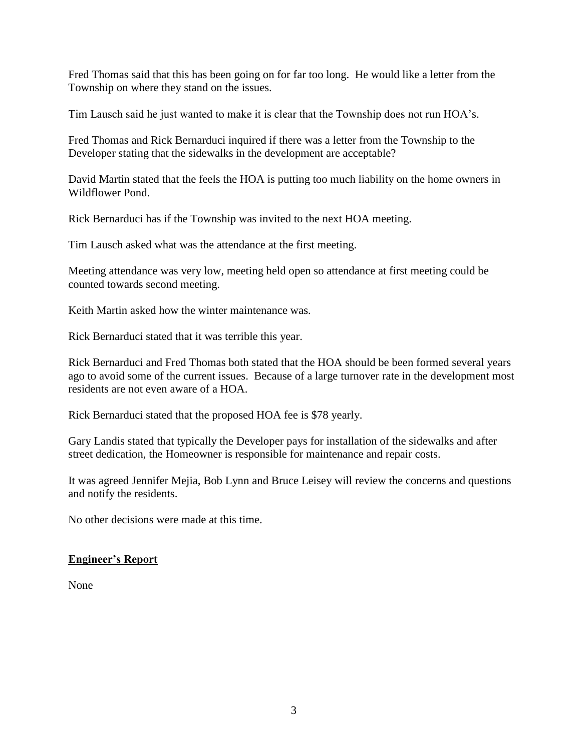Fred Thomas said that this has been going on for far too long. He would like a letter from the Township on where they stand on the issues.

Tim Lausch said he just wanted to make it is clear that the Township does not run HOA's.

Fred Thomas and Rick Bernarduci inquired if there was a letter from the Township to the Developer stating that the sidewalks in the development are acceptable?

David Martin stated that the feels the HOA is putting too much liability on the home owners in Wildflower Pond.

Rick Bernarduci has if the Township was invited to the next HOA meeting.

Tim Lausch asked what was the attendance at the first meeting.

Meeting attendance was very low, meeting held open so attendance at first meeting could be counted towards second meeting.

Keith Martin asked how the winter maintenance was.

Rick Bernarduci stated that it was terrible this year.

Rick Bernarduci and Fred Thomas both stated that the HOA should be been formed several years ago to avoid some of the current issues. Because of a large turnover rate in the development most residents are not even aware of a HOA.

Rick Bernarduci stated that the proposed HOA fee is $78 yearly.

Gary Landis stated that typically the Developer pays for installation of the sidewalks and after street dedication, the Homeowner is responsible for maintenance and repair costs.

It was agreed Jennifer Mejia, Bob Lynn and Bruce Leisey will review the concerns and questions and notify the residents.

No other decisions were made at this time.

**Engineer's Report**

None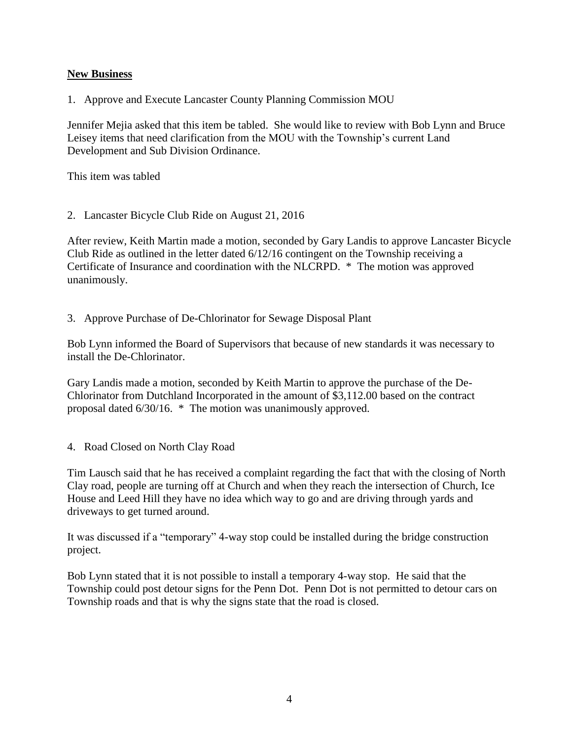**New Business**

1. Approve and Execute Lancaster County Planning Commission MOU

Jennifer Mejia asked that this item be tabled. She would like to review with Bob Lynn and Bruce Leisey items that need clarification from the MOU with the Township's current Land Development and Sub Division Ordinance.

This item was tabled

2. Lancaster Bicycle Club Ride on August 21, 2016

After review, Keith Martin made a motion, seconded by Gary Landis to approve Lancaster Bicycle Club Ride as outlined in the letter dated 6/12/16 contingent on the Township receiving a Certificate of Insurance and coordination with the NLCRPD. * The motion was approved unanimously.

3. Approve Purchase of De-Chlorinator for Sewage Disposal Plant

Bob Lynn informed the Board of Supervisors that because of new standards it was necessary to install the De-Chlorinator.

Gary Landis made a motion, seconded by Keith Martin to approve the purchase of the De-Chlorinator from Dutchland Incorporated in the amount of $3,112.00 based on the contract proposal dated 6/30/16. * The motion was unanimously approved.

4. Road Closed on North Clay Road

Tim Lausch said that he has received a complaint regarding the fact that with the closing of North Clay road, people are turning off at Church and when they reach the intersection of Church, Ice House and Leed Hill they have no idea which way to go and are driving through yards and driveways to get turned around.

It was discussed if a "temporary" 4-way stop could be installed during the bridge construction project.

Bob Lynn stated that it is not possible to install a temporary 4-way stop. He said that the Township could post detour signs for the Penn Dot. Penn Dot is not permitted to detour cars on Township roads and that is why the signs state that the road is closed.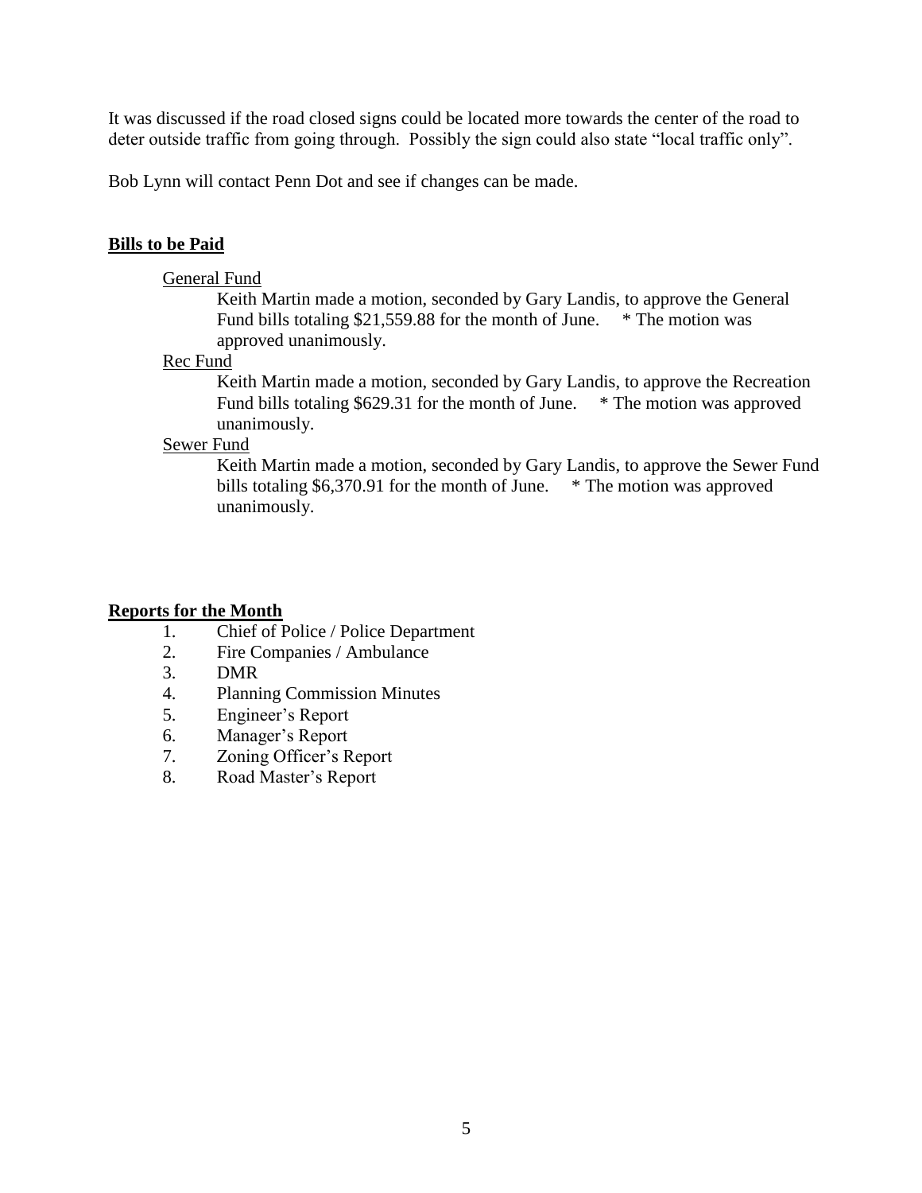It was discussed if the road closed signs could be located more towards the center of the road to deter outside traffic from going through. Possibly the sign could also state "local traffic only".

Bob Lynn will contact Penn Dot and see if changes can be made.

**Bills to be Paid**

General Fund

Keith Martin made a motion, seconded by Gary Landis, to approve the General Fund bills totaling $21,559.88 for the month of June. * The motion was approved unanimously.

Rec Fund

Keith Martin made a motion, seconded by Gary Landis, to approve the Recreation Fund bills totaling $629.31 for the month of June. * The motion was approved unanimously.

Sewer Fund

Keith Martin made a motion, seconded by Gary Landis, to approve the Sewer Fund bills totaling $6,370.91 for the month of June. * The motion was approved unanimously.

**Reports for the Month**

1. Chief of Police / Police Department
2. Fire Companies / Ambulance
3. DMR
4. Planning Commission Minutes
5. Engineer's Report
6. Manager's Report
7. Zoning Officer's Report
8. Road Master's Report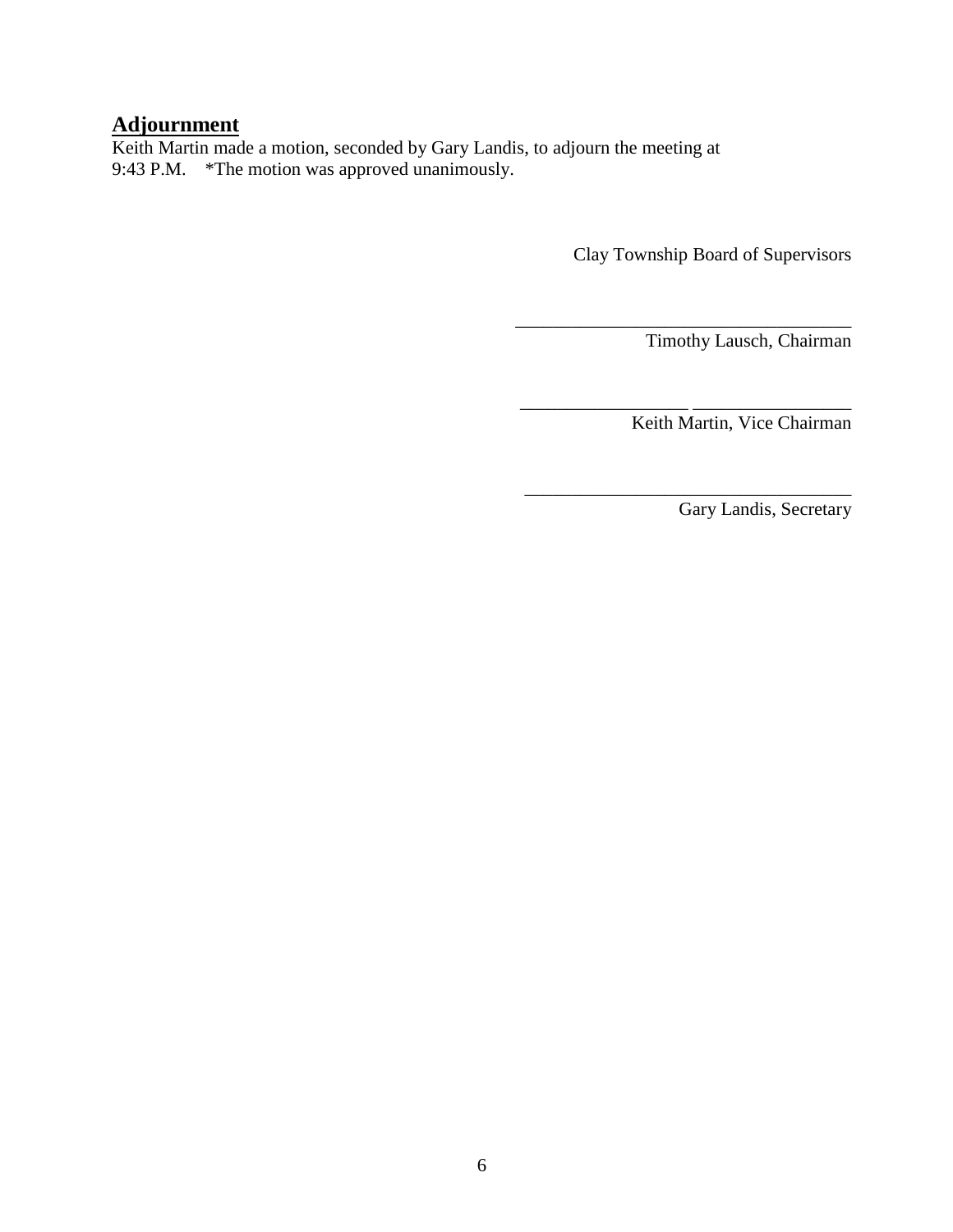## Adjournment

Keith Martin made a motion, seconded by Gary Landis, to adjourn the meeting at 9:43 P.M. *The motion was approved unanimously.

Clay Township Board of Supervisors

_____________________________________
Timothy Lausch, Chairman

_________________ ________________
Keith Martin, Vice Chairman

____________________________________
Gary Landis, Secretary